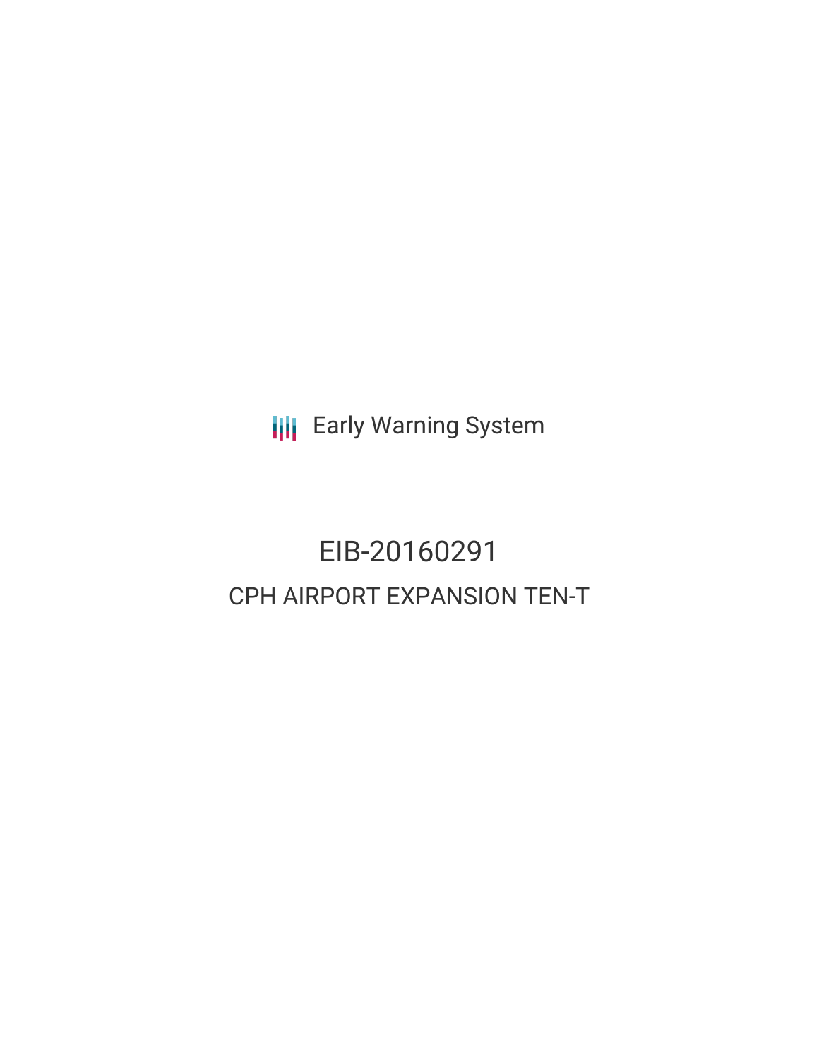Early Warning System

# EIB-20160291

## CPH AIRPORT EXPANSION TEN-T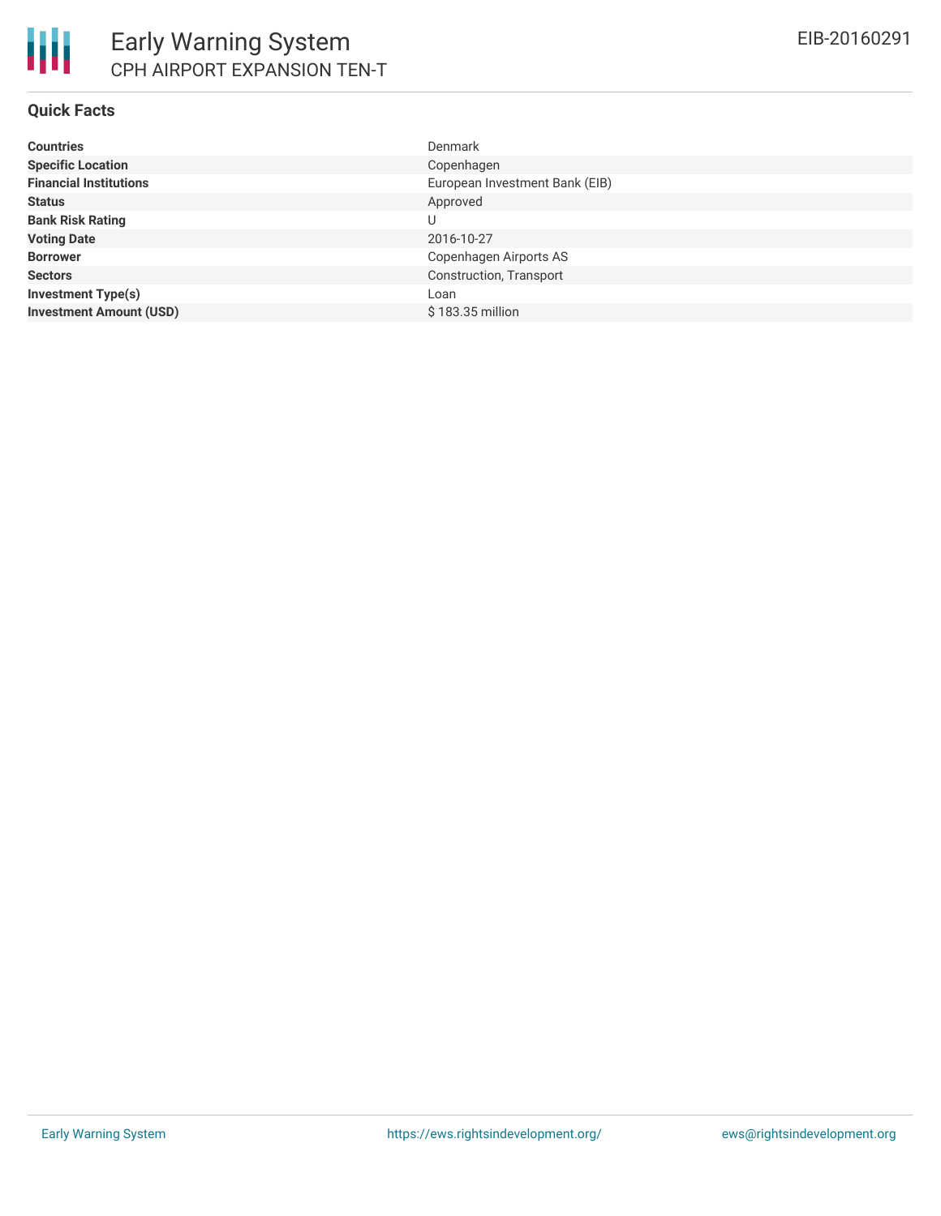# Early Warning System

## CPH AIRPORT EXPANSION TEN-T

EIB-20160291

### Quick Facts

| | |
|---|---|
| **Countries** | Denmark |
| **Specific Location** | Copenhagen |
| **Financial Institutions** | European Investment Bank (EIB) |
| **Status** | Approved |
| **Bank Risk Rating** | U |
| **Voting Date** | 2016-10-27 |
| **Borrower** | Copenhagen Airports AS |
| **Sectors** | Construction, Transport |
| **Investment Type(s)** | Loan |
| **Investment Amount (USD)** | $ 183.35 million |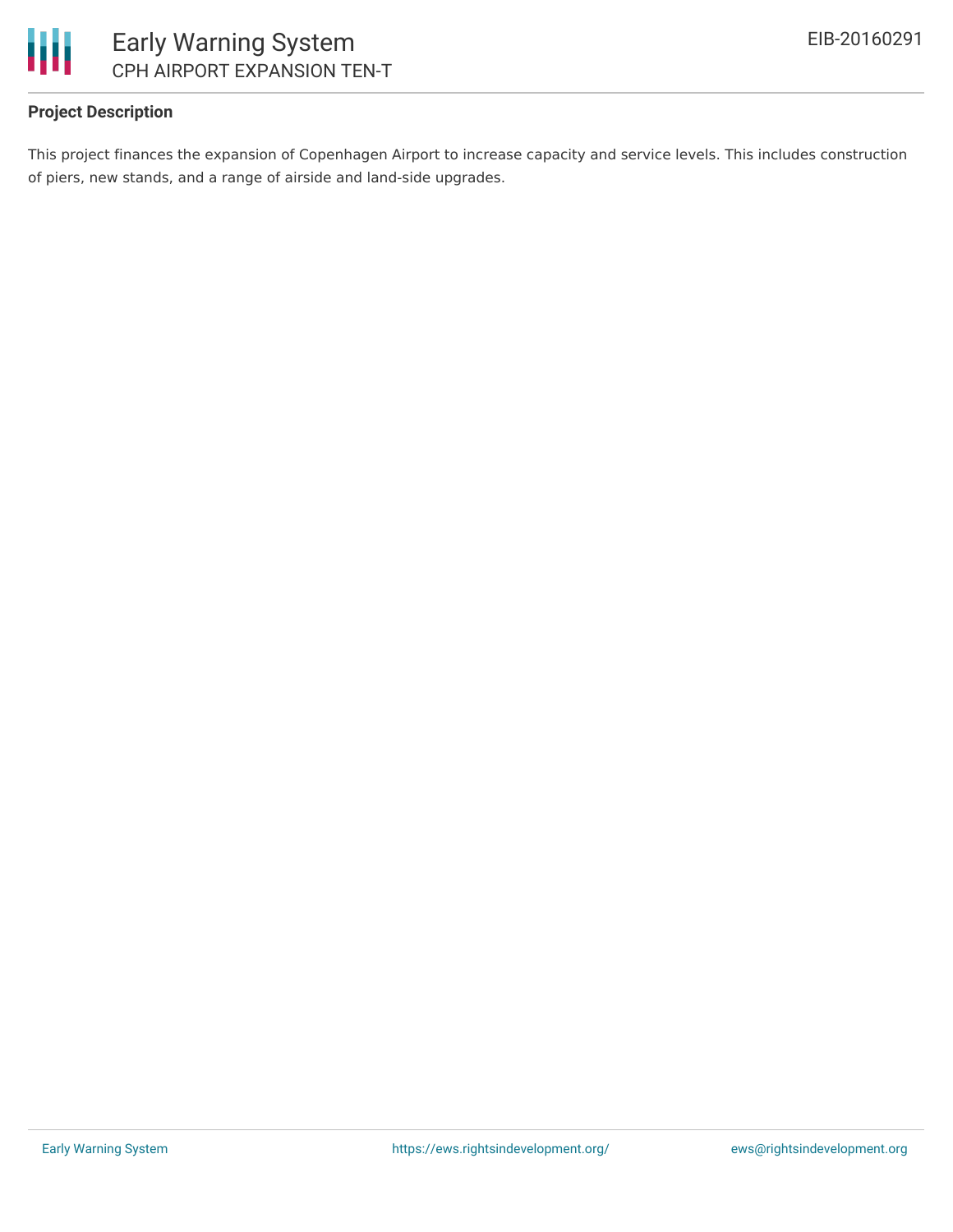### Project Description

This project finances the expansion of Copenhagen Airport to increase capacity and service levels. This includes construction of piers, new stands, and a range of airside and land-side upgrades.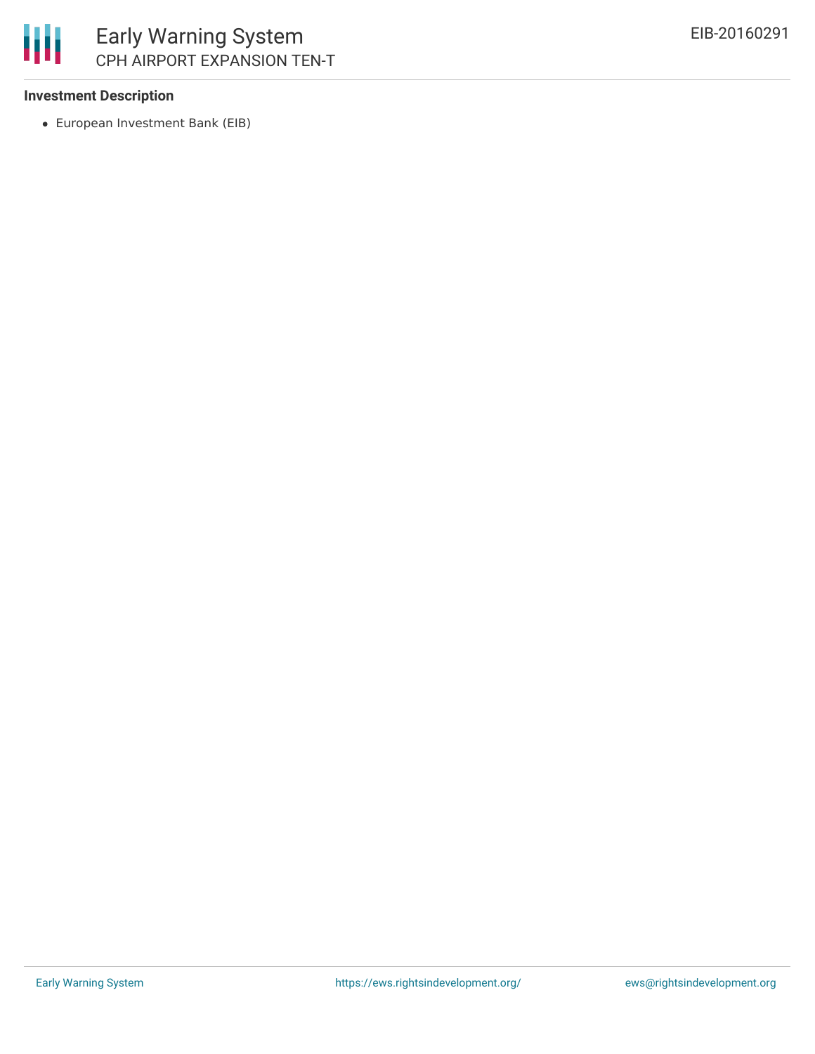### Investment Description

- European Investment Bank (EIB)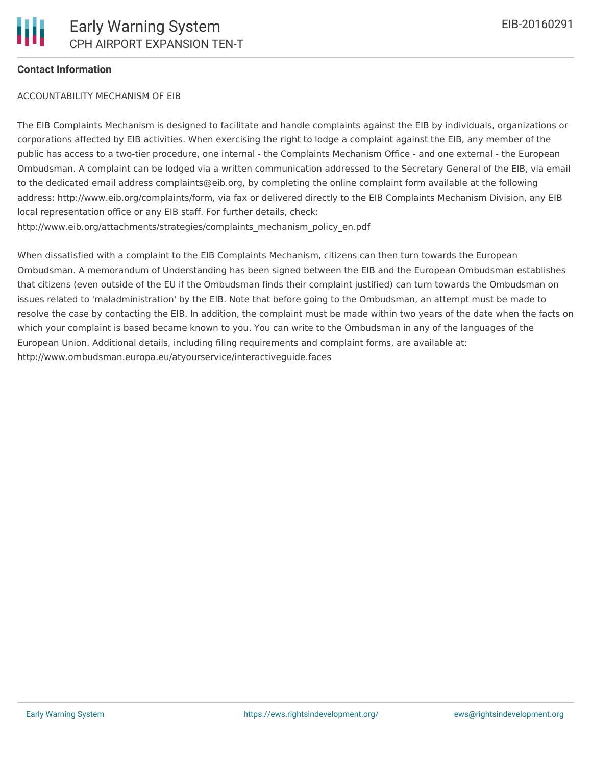**Contact Information**

ACCOUNTABILITY MECHANISM OF EIB

The EIB Complaints Mechanism is designed to facilitate and handle complaints against the EIB by individuals, organizations or corporations affected by EIB activities. When exercising the right to lodge a complaint against the EIB, any member of the public has access to a two-tier procedure, one internal - the Complaints Mechanism Office - and one external - the European Ombudsman. A complaint can be lodged via a written communication addressed to the Secretary General of the EIB, via email to the dedicated email address complaints@eib.org, by completing the online complaint form available at the following address: http://www.eib.org/complaints/form, via fax or delivered directly to the EIB Complaints Mechanism Division, any EIB local representation office or any EIB staff. For further details, check: http://www.eib.org/attachments/strategies/complaints_mechanism_policy_en.pdf

When dissatisfied with a complaint to the EIB Complaints Mechanism, citizens can then turn towards the European Ombudsman. A memorandum of Understanding has been signed between the EIB and the European Ombudsman establishes that citizens (even outside of the EU if the Ombudsman finds their complaint justified) can turn towards the Ombudsman on issues related to 'maladministration' by the EIB. Note that before going to the Ombudsman, an attempt must be made to resolve the case by contacting the EIB. In addition, the complaint must be made within two years of the date when the facts on which your complaint is based became known to you. You can write to the Ombudsman in any of the languages of the European Union. Additional details, including filing requirements and complaint forms, are available at: http://www.ombudsman.europa.eu/atyourservice/interactiveguide.faces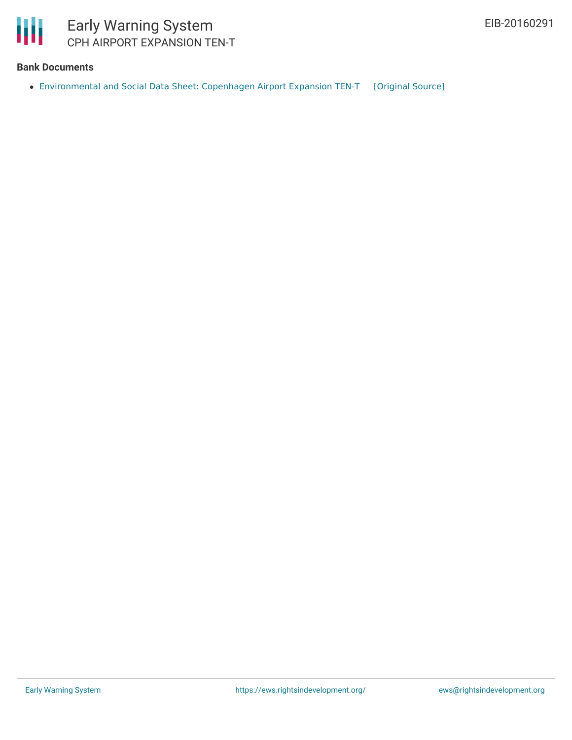### Bank Documents

- Environmental and Social Data Sheet: Copenhagen Airport Expansion TEN-T [Original Source]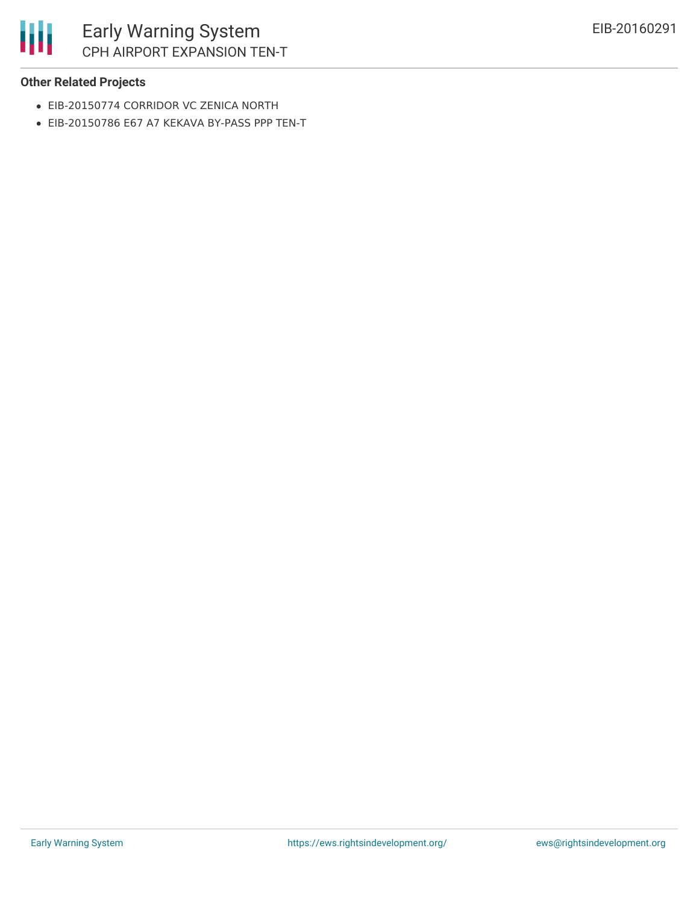### Other Related Projects

- EIB-20150774 CORRIDOR VC ZENICA NORTH
- EIB-20150786 E67 A7 KEKAVA BY-PASS PPP TEN-T